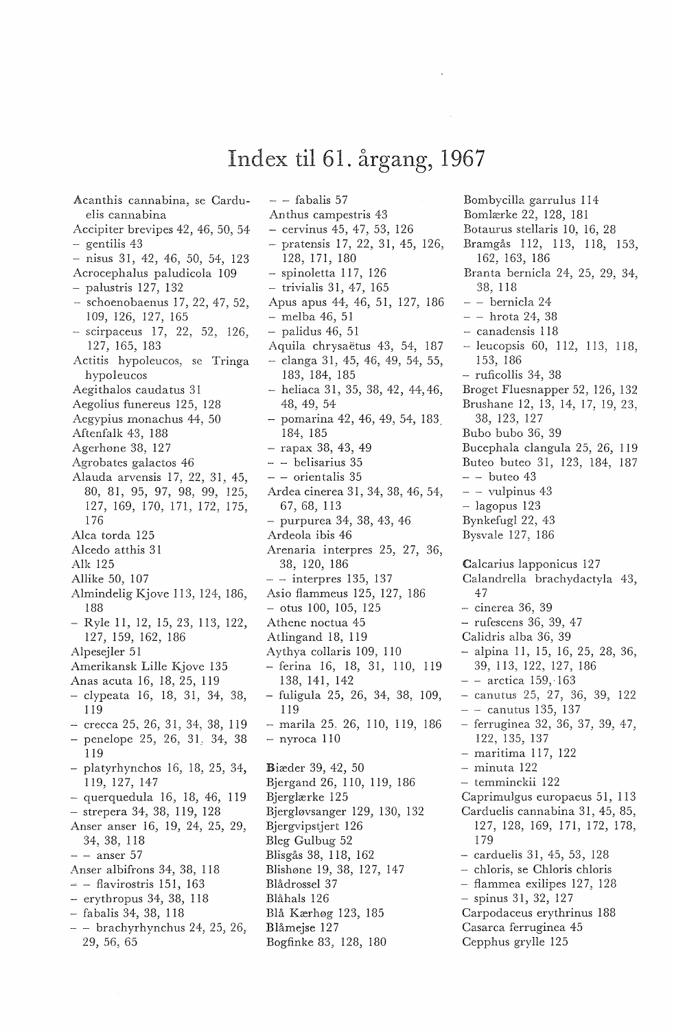# Index til 61. årgang, 1967

Acanthis cannabina, se Carduelis cannabina
Accipiter brevipes 42, 46, 50, 54
- gentilis 43
- nisus 31, 42, 46, 50, 54, 123
Acrocephalus paludicola 109
- palustris 127, 132
- schoenobaenus 17, 22, 47, 52, 109, 126, 127, 165
- scirpaceus 17, 22, 52, 126, 127, 165, 183
Actitis hypoleucos, se Tringa hypoleucos
Aegithalos caudatus 31
Aegolius funereus 125, 128
Aegypius monachus 44, 50
Aftenfalk 43, 188
Agerhøne 38, 127
Agrobates galactos 46
Alauda arvensis 17, 22, 31, 45, 80, 81, 95, 97, 98, 99, 125, 127, 169, 170, 171, 172, 175, 176
Alca torda 125
Alcedo atthis 31
Alk 125
Allike 50, 107
Almindelig Kjove 113, 124, 186, 188
- Ryle 11, 12, 15, 23, 113, 122, 127, 159, 162, 186
Alpesejler 51
Amerikansk Lille Kjove 135
Anas acuta 16, 18, 25, 119
- clypeata 16, 18, 31, 34, 38, 119
- crecca 25, 26, 31, 34, 38, 119
- penelope 25, 26, 31, 34, 38 119
- platyrhynchos 16, 18, 25, 34, 119, 127, 147
- querquedula 16, 18, 46, 119
- strepera 34, 38, 119, 128
Anser anser 16, 19, 24, 25, 29, 34, 38, 118
- - anser 57
Anser albifrons 34, 38, 118
- - flavirostris 151, 163
- erythropus 34, 38, 118
- fabalis 34, 38, 118
- - brachyrhynchus 24, 25, 26, 29, 56, 65
- - fabalis 57
Anthus campestris 43
- cervinus 45, 47, 53, 126
- pratensis 17, 22, 31, 45, 126, 128, 171, 180
- spinoletta 117, 126
- trivialis 31, 47, 165
Apus apus 44, 46, 51, 127, 186
- melba 46, 51
- palidus 46, 51
Aquila chrysaëtus 43, 54, 187
- clanga 31, 45, 46, 49, 54, 55, 183, 184, 185
- heliaca 31, 35, 38, 42, 44, 46, 48, 49, 54
- pomarina 42, 46, 49, 54, 183, 184, 185
- rapax 38, 43, 49
- - belisarius 35
- - orientalis 35
Ardea cinerea 31, 34, 38, 46, 54, 67, 68, 113
- purpurea 34, 38, 43, 46
Ardeola ibis 46
Arenaria interpres 25, 27, 36, 38, 120, 186
- - interpres 135, 137
Asio flammeus 125, 127, 186
- otus 100, 105, 125
Athene noctua 45
Atlingand 18, 119
Aythya collaris 109, 110
- ferina 16, 18, 31, 110, 119 138, 141, 142
- fuligula 25, 26, 34, 38, 109, 119
- marila 25, 26, 110, 119, 186
- nyroca 110

Biæder 39, 42, 50
Bjergand 26, 110, 119, 186
Bjerglærke 125
Bjergløvsanger 129, 130, 132
Bjergvipstjert 126
Bleg Gulbug 52
Blisgås 38, 118, 162
Blishøne 19, 38, 127, 147
Blådrossel 37
Blåhals 126
Blå Kærhøg 123, 185
Blåmejse 127
Bogfinke 83, 128, 180
Bombycilla garrulus 114
Bomlærke 22, 128, 181
Botaurus stellaris 10, 16, 28
Bramgås 112, 113, 118, 153, 162, 163, 186
Branta bernicla 24, 25, 29, 34, 38, 118
- - bernicla 24
- - hrota 24, 38
- canadensis 118
- leucopsis 60, 112, 113, 118, 153, 186
- ruficollis 34, 38
Broget Fluesnapper 52, 126, 132
Brushane 12, 13, 14, 17, 19, 23, 38, 123, 127
Bubo bubo 36, 39
Bucephala clangula 25, 26, 119
Buteo buteo 31, 123, 184, 187
- - buteo 43
- - vulpinus 43
- lagopus 123
Bynkefugl 22, 43
Bysvale 127, 186

Calcarius lapponicus 127
Calandrella brachydactyla 43, 47
- cinerea 36, 39
- rufescens 36, 39, 47
Calidris alba 36, 39
- alpina 11, 15, 16, 25, 28, 36, 39, 113, 122, 127, 186
- - arctica 159, 163
- canutus 25, 27, 36, 39, 122
- - canutus 135, 137
- ferruginea 32, 36, 37, 39, 47, 122, 135, 137
- maritima 117, 122
- minuta 122
- temminckii 122
Caprimulgus europaeus 51, 113
Carduelis cannabina 31, 45, 85, 127, 128, 169, 171, 172, 178, 179
- carduelis 31, 45, 53, 128
- chloris, se Chloris chloris
- flammea exilipes 127, 128
- spinus 31, 32, 127
Carpodaceus erythrinus 188
Casarca ferruginea 45
Cepphus grylle 125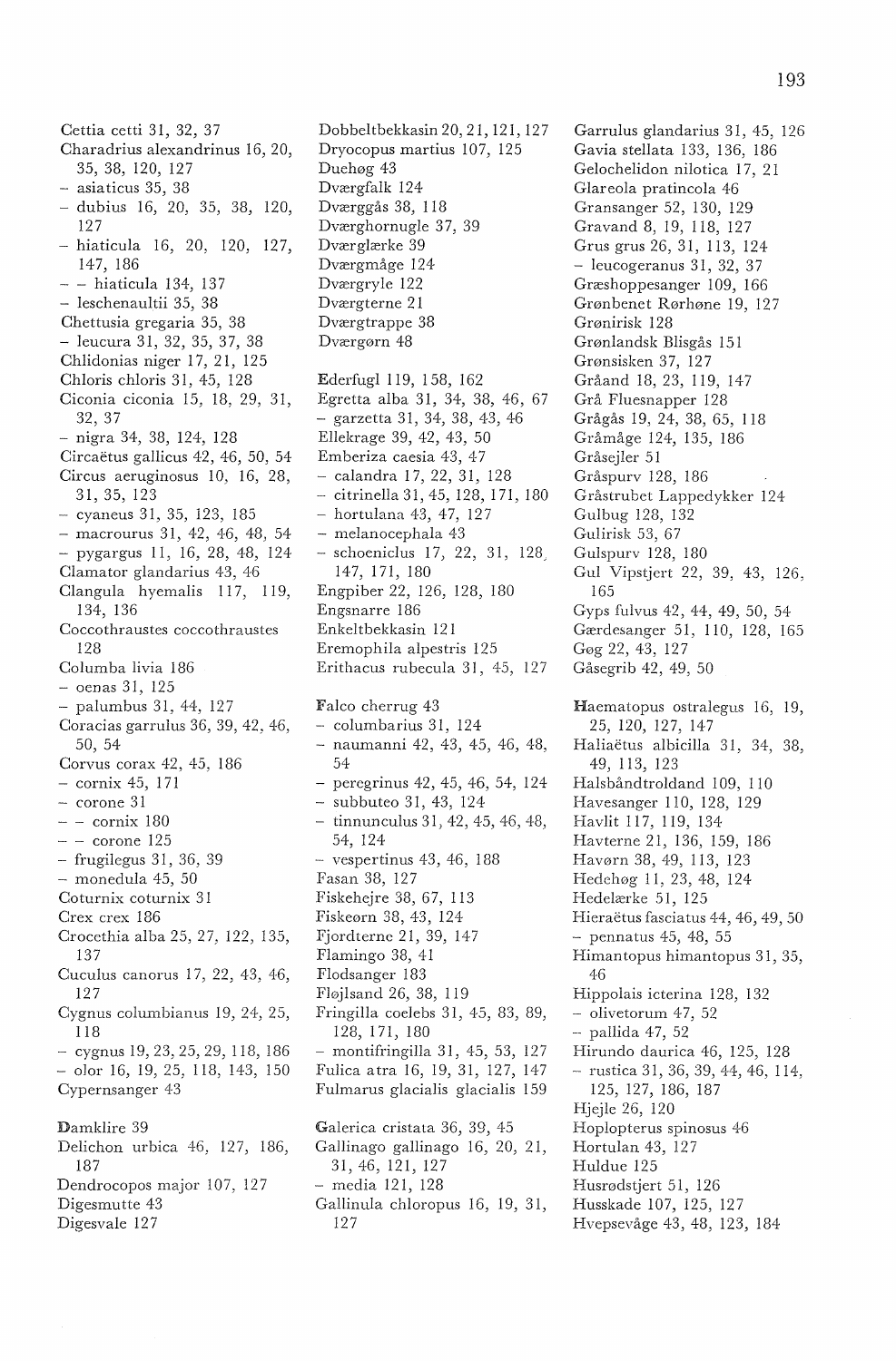Cettia cetti 31, 32, 37
Charadrius alexandrinus 16, 20, 35, 38, 120, 127
- asiaticus 35, 38
- dubius 16, 20, 35, 38, 120, 127
- hiaticula 16, 20, 120, 127, 147, 186
- - hiaticula 134, 137
- leschenaultii 35, 38
Chettusia gregaria 35, 38
- leucura 31, 32, 35, 37, 38
Chlidonias niger 17, 21, 125
Chloris chloris 31, 45, 128
Ciconia ciconia 15, 18, 29, 31, 32, 37
- nigra 34, 38, 124, 128
Circaëtus gallicus 42, 46, 50, 54
Circus aeruginosus 10, 16, 28, 31, 35, 123
- cyaneus 31, 35, 123, 185
- macrourus 31, 42, 46, 48, 54
- pygargus 11, 16, 28, 48, 124
Clamator glandarius 43, 46
Clangula hyemalis 117, 119, 134, 136
Coccothraustes coccothraustes 128
Columba livia 186
- oenas 31, 125
- palumbus 31, 44, 127
Coracias garrulus 36, 39, 42, 46, 50, 54
Corvus corax 42, 45, 186
- cornix 45, 171
- corone 31
- - cornix 180
- - corone 125
- frugilegus 31, 36, 39
- monedula 45, 50
Coturnix coturnix 31
Crex crex 186
Crocethia alba 25, 27, 122, 135, 137
Cuculus canorus 17, 22, 43, 46, 127
Cygnus columbianus 19, 24, 25, 118
- cygnus 19, 23, 25, 29, 118, 186
- olor 16, 19, 25, 118, 143, 150
Cypernsanger 43

Damklire 39
Delichon urbica 46, 127, 186, 187
Dendrocopos major 107, 127
Digesmutte 43
Digesvale 127

Dobbeltbekkasin 20, 21, 121, 127
Dryocopus martius 107, 125
Duehøg 43
Dværgfalk 124
Dværggås 38, 118
Dværghornugle 37, 39
Dværglærke 39
Dværgmåge 124
Dværgryle 122
Dværgterne 21
Dværgtrappe 38
Dværgørn 48

Ederfugl 119, 158, 162
Egretta alba 31, 34, 38, 46, 67
- garzetta 31, 34, 38, 43, 46
Ellekrage 39, 42, 43, 50
Emberiza caesia 43, 47
- calandra 17, 22, 31, 128
- citrinella 31, 45, 128, 171, 180
- hortulana 43, 47, 127
- melanocephala 43
- schoeniclus 17, 22, 31, 128, 147, 171, 180
Engpiber 22, 126, 128, 180
Engsnarre 186
Enkeltbekkasin 121
Eremophila alpestris 125
Erithacus rubecula 31, 45, 127

Falco cherrug 43
- columbarius 31, 124
- naumanni 42, 43, 45, 46, 48, 54
- peregrinus 42, 45, 46, 54, 124
- subbuteo 31, 43, 124
- tinnunculus 31, 42, 45, 46, 48, 54, 124
- vespertinus 43, 46, 188
Fasan 38, 127
Fiskehejre 38, 67, 113
Fiskeørn 38, 43, 124
Fjordterne 21, 39, 147
Flamingo 38, 41
Flodsanger 183
Fløjlsand 26, 38, 119
Fringilla coelebs 31, 45, 83, 89, 128, 171, 180
- montifringilla 31, 45, 53, 127
Fulica atra 16, 19, 31, 127, 147
Fulmarus glacialis glacialis 159

Galerica cristata 36, 39, 45
Gallinago gallinago 16, 20, 21, 31, 46, 121, 127
- media 121, 128
Gallinula chloropus 16, 19, 31, 127

Garrulus glandarius 31, 45, 126
Gavia stellata 133, 136, 186
Gelochelidon nilotica 17, 21
Glareola pratincola 46
Gransanger 52, 130, 129
Gravand 8, 19, 118, 127
Grus grus 26, 31, 113, 124
- leucogeranus 31, 32, 37
Græshoppesanger 109, 166
Grønbenet Rørhøne 19, 127
Grønirisk 128
Grønlandsk Blisgås 151
Grønsisken 37, 127
Gråand 18, 23, 119, 147
Grå Fluesnapper 128
Grågås 19, 24, 38, 65, 118
Gråmåge 124, 135, 186
Gråsejler 51
Gråspurv 128, 186
Gråstrubet Lappedykker 124
Gulbug 128, 132
Gulirisk 53, 67
Gulspurv 128, 180
Gul Vipstjert 22, 39, 43, 126, 165
Gyps fulvus 42, 44, 49, 50, 54
Gærdesanger 51, 110, 128, 165
Gøg 22, 43, 127
Gåsegrib 42, 49, 50

Haematopus ostralegus 16, 19, 25, 120, 127, 147
Haliaëtus albicilla 31, 34, 38, 49, 113, 123
Halsbåndtroldand 109, 110
Havesanger 110, 128, 129
Havlit 117, 119, 134
Havterne 21, 136, 159, 186
Havørn 38, 49, 113, 123
Hedehøg 11, 23, 48, 124
Hedelærke 51, 125
Hieraëtus fasciatus 44, 46, 49, 50
- pennatus 45, 48, 55
Himantopus himantopus 31, 35, 46
Hippolais icterina 128, 132
- olivetorum 47, 52
- pallida 47, 52
Hirundo daurica 46, 125, 128
- rustica 31, 36, 39, 44, 46, 114, 125, 127, 186, 187
Hjejle 26, 120
Hoplopterus spinosus 46
Hortulan 43, 127
Huldue 125
Husrødstjert 51, 126
Husskade 107, 125, 127
Hvepsevåge 43, 48, 123, 184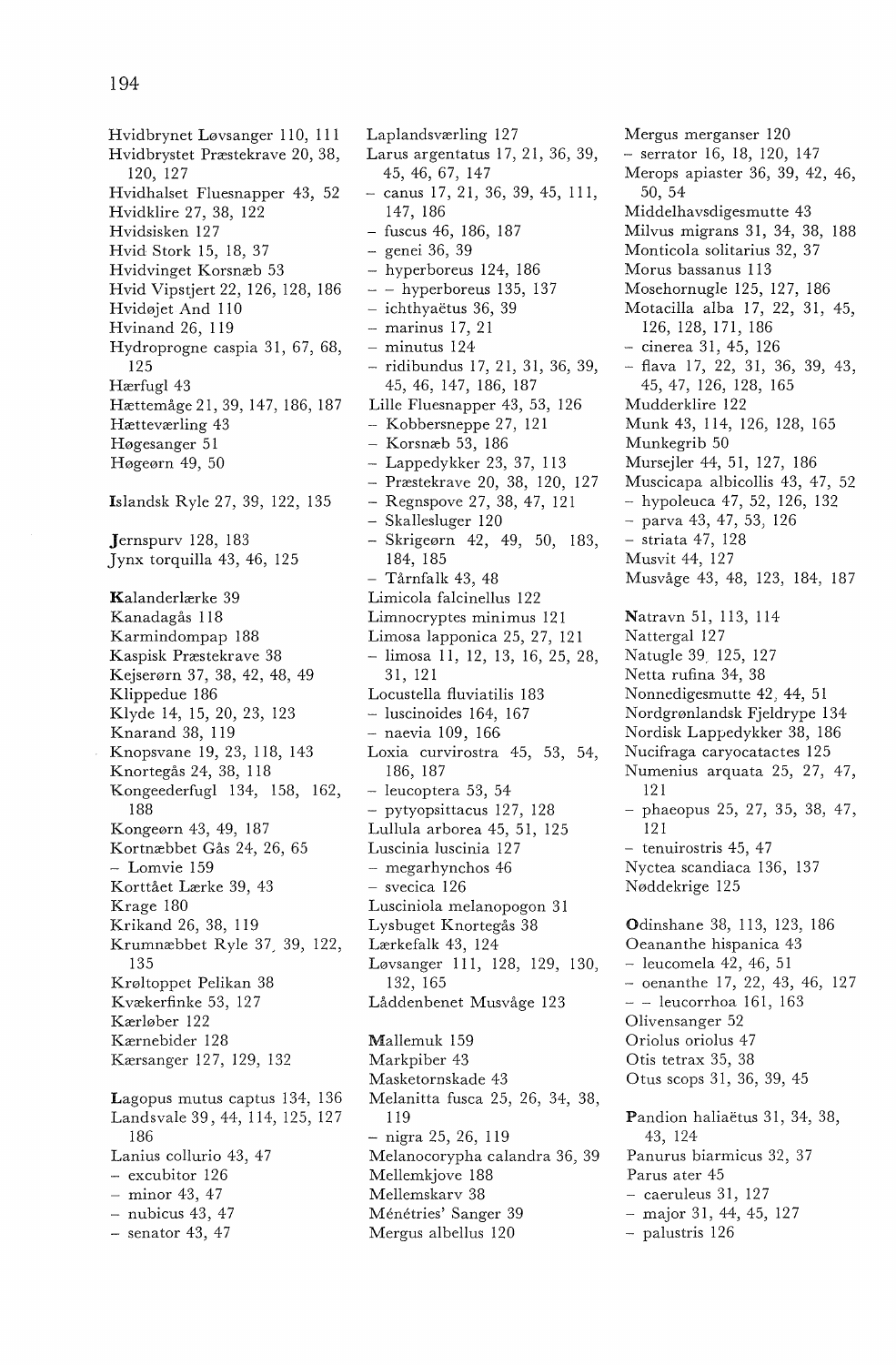Hvidbrynet Løvsanger 110, 111
Hvidbrystet Præstekrave 20, 38, 120, 127
Hvidhalset Fluesnapper 43, 52
Hvidklire 27, 38, 122
Hvidsisken 127
Hvid Stork 15, 18, 37
Hvidvinget Korsnæb 53
Hvid Vipstjert 22, 126, 128, 186
Hvidøjet And 110
Hvinand 26, 119
Hydroprogne caspia 31, 67, 68, 125
Hærfugl 43
Hættemåge 21, 39, 147, 186, 187
Hætteværling 43
Høgesanger 51
Høgeørn 49, 50

**I**slandsk Ryle 27, 39, 122, 135

**J**ernspurv 128, 183
Jynx torquilla 43, 46, 125

**K**alanderlærke 39
Kanadagås 118
Karmindompap 188
Kaspisk Præstekrave 38
Kejserørn 37, 38, 42, 48, 49
Klippedue 186
Klyde 14, 15, 20, 23, 123
Knarand 38, 119
Knopsvane 19, 23, 118, 143
Knortegås 24, 38, 118
Kongeederfugl 134, 158, 162, 188
Kongeørn 43, 49, 187
Kortnæbbet Gås 24, 26, 65
– Lomvie 159
Korttået Lærke 39, 43
Krage 180
Krikand 26, 38, 119
Krumnæbbet Ryle 37, 39, 122, 135
Krøltoppet Pelikan 38
Kvækerfinke 53, 127
Kærløber 122
Kærnebider 128
Kærsanger 127, 129, 132

**L**agopus mutus captus 134, 136
Landsvale 39, 44, 114, 125, 127 186
Lanius collurio 43, 47
– excubitor 126
– minor 43, 47
– nubicus 43, 47
– senator 43, 47

Laplandsværling 127
Larus argentatus 17, 21, 36, 39, 45, 46, 67, 147
– canus 17, 21, 36, 39, 45, 111, 147, 186
– fuscus 46, 186, 187
– genei 36, 39
– hyperboreus 124, 186
– – hyperboreus 135, 137
– ichthyaëtus 36, 39
– marinus 17, 21
– minutus 124
– ridibundus 17, 21, 31, 36, 39, 45, 46, 147, 186, 187
Lille Fluesnapper 43, 53, 126
– Kobbersneppe 27, 121
– Korsnæb 53, 186
– Lappedykker 23, 37, 113
– Præstekrave 20, 38, 120, 127
– Regnspove 27, 38, 47, 121
– Skallesluger 120
– Skrigeørn 42, 49, 50, 183, 184, 185
– Tårnfalk 43, 48
Limicola falcinellus 122
Limnocryptes minimus 121
Limosa lapponica 25, 27, 121
– limosa 11, 12, 13, 16, 25, 28, 31, 121
Locustella fluviatilis 183
– luscinoides 164, 167
– naevia 109, 166
Loxia curvirostra 45, 53, 54, 186, 187
– leucoptera 53, 54
– pytyopsittacus 127, 128
Lullula arborea 45, 51, 125
Luscinia luscinia 127
– megarhynchos 46
– svecica 126
Lusciniola melanopogon 31
Lysbuget Knortegås 38
Lærkefalk 43, 124
Løvsanger 111, 128, 129, 130, 132, 165
Låddenbenet Musvåge 123

**M**allemuk 159
Markpiber 43
Masketornskade 43
Melanitta fusca 25, 26, 34, 38, 119
– nigra 25, 26, 119
Melanocorypha calandra 36, 39
Mellemkjove 188
Mellemskarv 38
Ménétries' Sanger 39
Mergus albellus 120

Mergus merganser 120
– serrator 16, 18, 120, 147
Merops apiaster 36, 39, 42, 46, 50, 54
Middelhavsdigesmutte 43
Milvus migrans 31, 34, 38, 188
Monticola solitarius 32, 37
Morus bassanus 113
Mosehornugle 125, 127, 186
Motacilla alba 17, 22, 31, 45, 126, 128, 171, 186
– cinerea 31, 45, 126
– flava 17, 22, 31, 36, 39, 43, 45, 47, 126, 128, 165
Mudderklire 122
Munk 43, 114, 126, 128, 165
Munkegrib 50
Mursejler 44, 51, 127, 186
Muscicapa albicollis 43, 47, 52
– hypoleuca 47, 52, 126, 132
– parva 43, 47, 53, 126
– striata 47, 128
Musvit 44, 127
Musvåge 43, 48, 123, 184, 187

**N**atravn 51, 113, 114
Nattergal 127
Natugle 39, 125, 127
Netta rufina 34, 38
Nonnedigesmutte 42, 44, 51
Nordgrønlandsk Fjeldrype 134
Nordisk Lappedykker 38, 186
Nucifraga caryocatactes 125
Numenius arquata 25, 27, 47, 121
– phaeopus 25, 27, 35, 38, 47, 121
– tenuirostris 45, 47
Nyctea scandiaca 136, 137
Nøddekrige 125

**O**dinshane 38, 113, 123, 186
Oeananthe hispanica 43
– leucomela 42, 46, 51
– oenanthe 17, 22, 43, 46, 127
– – leucorrhoa 161, 163
Olivensanger 52
Oriolus oriolus 47
Otis tetrax 35, 38
Otus scops 31, 36, 39, 45

**P**andion haliaëtus 31, 34, 38, 43, 124
Panurus biarmicus 32, 37
Parus ater 45
– caeruleus 31, 127
– major 31, 44, 45, 127
– palustris 126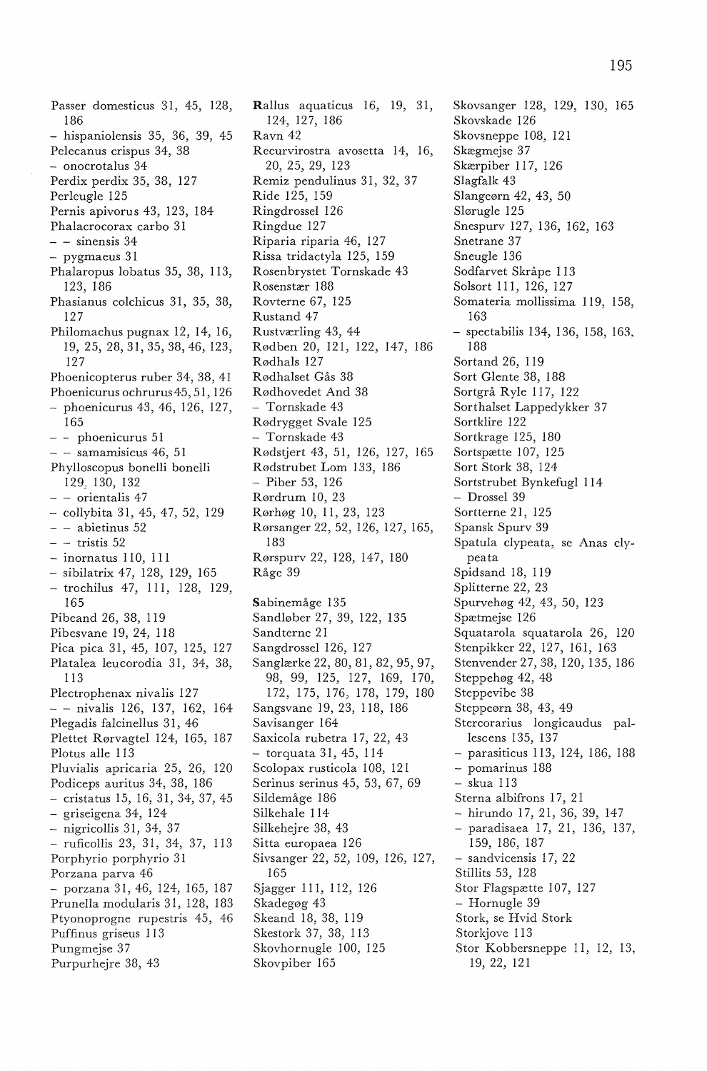Passer domesticus 31, 45, 128, 186
- hispaniolensis 35, 36, 39, 45
Pelecanus crispus 34, 38
- onocrotalus 34
Perdix perdix 35, 38, 127
Perleugle 125
Pernis apivorus 43, 123, 184
Phalacrocorax carbo 31
- - sinensis 34
- pygmaeus 31
Phalaropus lobatus 35, 38, 113, 123, 186
Phasianus colchicus 31, 35, 38, 127
Philomachus pugnax 12, 14, 16, 19, 25, 28, 31, 35, 38, 46, 123, 127
Phoenicopterus ruber 34, 38, 41
Phoenicurus ochrurus 45, 51, 126
- phoenicurus 43, 46, 126, 127, 165
- - phoenicurus 51
- - samamisicus 46, 51
Phylloscopus bonelli bonelli 129, 130, 132
- - orientalis 47
- collybita 31, 45, 47, 52, 129
- - abietinus 52
- - tristis 52
- inornatus 110, 111
- sibilatrix 47, 128, 129, 165
- trochilus 47, 111, 128, 129, 165
Pibeand 26, 38, 119
Pibesvane 19, 24, 118
Pica pica 31, 45, 107, 125, 127
Platalea leucorodia 31, 34, 38, 113
Plectrophenax nivalis 127
- - nivalis 126, 137, 162, 164
Plegadis falcinellus 31, 46
Plettet Rørvagtel 124, 165, 187
Plotus alle 113
Pluvialis apricaria 25, 26, 120
Podiceps auritus 34, 38, 186
- cristatus 15, 16, 31, 34, 37, 45
- griseigena 34, 124
- nigricollis 31, 34, 37
- ruficollis 23, 31, 34, 37, 113
Porphyrio porphyrio 31
Porzana parva 46
- porzana 31, 46, 124, 165, 187
Prunella modularis 31, 128, 183
Ptyonoprogne rupestris 45, 46
Puffinus griseus 113
Pungmejse 37
Purpurhejre 38, 43

Rallus aquaticus 16, 19, 31, 124, 127, 186
Ravn 42
Recurvirostra avosetta 14, 16, 20, 25, 29, 123
Remiz pendulinus 31, 32, 37
Ride 125, 159
Ringdrossel 126
Ringdue 127
Riparia riparia 46, 127
Rissa tridactyla 125, 159
Rosenbrystet Tornskade 43
Rosenstær 188
Rovterne 67, 125
Rustand 47
Rustværling 43, 44
Rødben 20, 121, 122, 147, 186
Rødhals 127
Rødhalset Gås 38
Rødhovedet And 38
- Tornskade 43
Rødrygget Svale 125
- Tornskade 43
Rødstjert 43, 51, 126, 127, 165
Rødstrubet Lom 133, 186
- Piber 53, 126
Rørdrum 10, 23
Rørhøg 10, 11, 23, 123
Rørsanger 22, 52, 126, 127, 165, 183
Rørspurv 22, 128, 147, 180
Råge 39

Sabinemåge 135
Sandløber 27, 39, 122, 135
Sandterne 21
Sangdrossel 126, 127
Sanglærke 22, 80, 81, 82, 95, 97, 98, 99, 125, 127, 169, 170, 172, 175, 176, 178, 179, 180
Sangsvane 19, 23, 118, 186
Savisanger 164
Saxicola rubetra 17, 22, 43
- torquata 31, 45, 114
Scolopax rusticola 108, 121
Serinus serinus 45, 53, 67, 69
Sildemåge 186
Silkehale 114
Silkehejre 38, 43
Sitta europaea 126
Sivsanger 22, 52, 109, 126, 127, 165
Sjagger 111, 112, 126
Skadegøg 43
Skeand 18, 38, 119
Skestork 37, 38, 113
Skovhornugle 100, 125
Skovpiber 165

Skovsanger 128, 129, 130, 165
Skovskade 126
Skovsneppe 108, 121
Skægmejse 37
Skærpiber 117, 126
Slagfalk 43
Slangeørn 42, 43, 50
Slørugle 125
Snespurv 127, 136, 162, 163
Snetrane 37
Sneugle 136
Sodfarvet Skråpe 113
Solsort 111, 126, 127
Somateria mollissima 119, 158, 163
- spectabilis 134, 136, 158, 163, 188
Sortand 26, 119
Sort Glente 38, 188
Sortgrå Ryle 117, 122
Sorthalset Lappedykker 37
Sortklire 122
Sortkrage 125, 180
Sortspætte 107, 125
Sort Stork 38, 124
Sortstrubet Bynkefugl 114
- Drossel 39
Sortterne 21, 125
Spansk Spurv 39
Spatula clypeata, se Anas clypeata
Spidsand 18, 119
Splitterne 22, 23
Spurvehøg 42, 43, 50, 123
Spætmejse 126
Squatarola squatarola 26, 120
Stenpikker 22, 127, 161, 163
Stenvender 27, 38, 120, 135, 186
Steppehøg 42, 48
Steppevibe 38
Steppeørn 38, 43, 49
Stercorarius longicaudus pallescens 135, 137
- parasiticus 113, 124, 186, 188
- pomarinus 188
- skua 113
Sterna albifrons 17, 21
- hirundo 17, 21, 36, 39, 147
- paradisaea 17, 21, 136, 137, 159, 186, 187
- sandvicensis 17, 22
Stillits 53, 128
Stor Flagspætte 107, 127
- Hornugle 39
Stork, se Hvid Stork
Storkjove 113
Stor Kobbersneppe 11, 12, 13, 19, 22, 121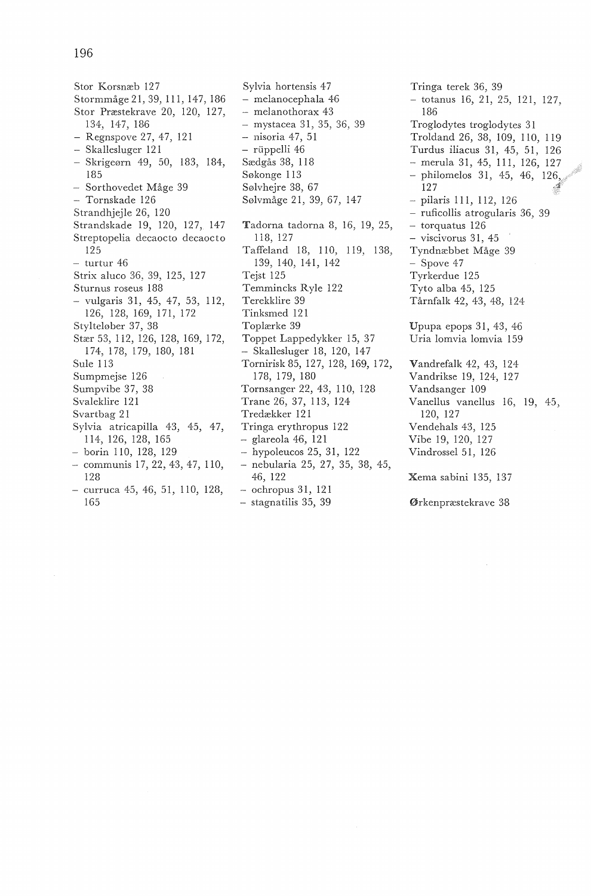Stor Korsnæb 127
Stormmåge 21, 39, 111, 147, 186
Stor Præstekrave 20, 120, 127, 134, 147, 186
- Regnspove 27, 47, 121
- Skallesluger 121
- Skrigeørn 49, 50, 183, 184, 185
- Sorthovedet Måge 39
- Tornskade 126
Strandhjejle 26, 120
Strandskade 19, 120, 127, 147
Streptopelia decaocto decaocto 125
- turtur 46
Strix aluco 36, 39, 125, 127
Sturnus roseus 188
- vulgaris 31, 45, 47, 53, 112, 126, 128, 169, 171, 172
Stylteløber 37, 38
Stær 53, 112, 126, 128, 169, 172, 174, 178, 179, 180, 181
Sule 113
Sumpmejse 126
Sumpvibe 37, 38
Svaleklire 121
Svartbag 21
Sylvia atricapilla 43, 45, 47, 114, 126, 128, 165
- borin 110, 128, 129
- communis 17, 22, 43, 47, 110, 128
- curruca 45, 46, 51, 110, 128, 165

Sylvia hortensis 47
- melanocephala 46
- melanothorax 43
- mystacea 31, 35, 36, 39
- nisoria 47, 51
- rüppelli 46
Sædgås 38, 118
Søkonge 113
Sølvhejre 38, 67
Sølvmåge 21, 39, 67, 147

Tadorna tadorna 8, 16, 19, 25, 118, 127
Taffeland 18, 110, 119, 138, 139, 140, 141, 142
Tejst 125
Temmincks Ryle 122
Terekklire 39
Tinksmed 121
Toplærke 39
Toppet Lappedykker 15, 37
- Skallesluger 18, 120, 147
Tornirisk 85, 127, 128, 169, 172, 178, 179, 180
Tornsanger 22, 43, 110, 128
Trane 26, 37, 113, 124
Tredækker 121
Tringa erythropus 122
- glareola 46, 121
- hypoleucos 25, 31, 122
- nebularia 25, 27, 35, 38, 45, 46, 122
- ochropus 31, 121
- stagnatilis 35, 39

Tringa terek 36, 39
- totanus 16, 21, 25, 121, 127, 186
Troglodytes troglodytes 31
Troldand 26, 38, 109, 110, 119
Turdus iliacus 31, 45, 51, 126
- merula 31, 45, 111, 126, 127
- philomelos 31, 45, 46, 126, 127
- pilaris 111, 112, 126
- ruficollis atrogularis 36, 39
- torquatus 126
- viscivorus 31, 45
Tyndnæbbet Måge 39
- Spove 47
Tyrkerdue 125
Tyto alba 45, 125
Tårnfalk 42, 43, 48, 124

Upupa epops 31, 43, 46
Uria lomvia lomvia 159

Vandrefalk 42, 43, 124
Vandrikse 19, 124, 127
Vandsanger 109
Vanellus vanellus 16, 19, 45, 120, 127
Vendehals 43, 125
Vibe 19, 120, 127
Vindrossel 51, 126

Xema sabini 135, 137

Ørkenpræstekrave 38